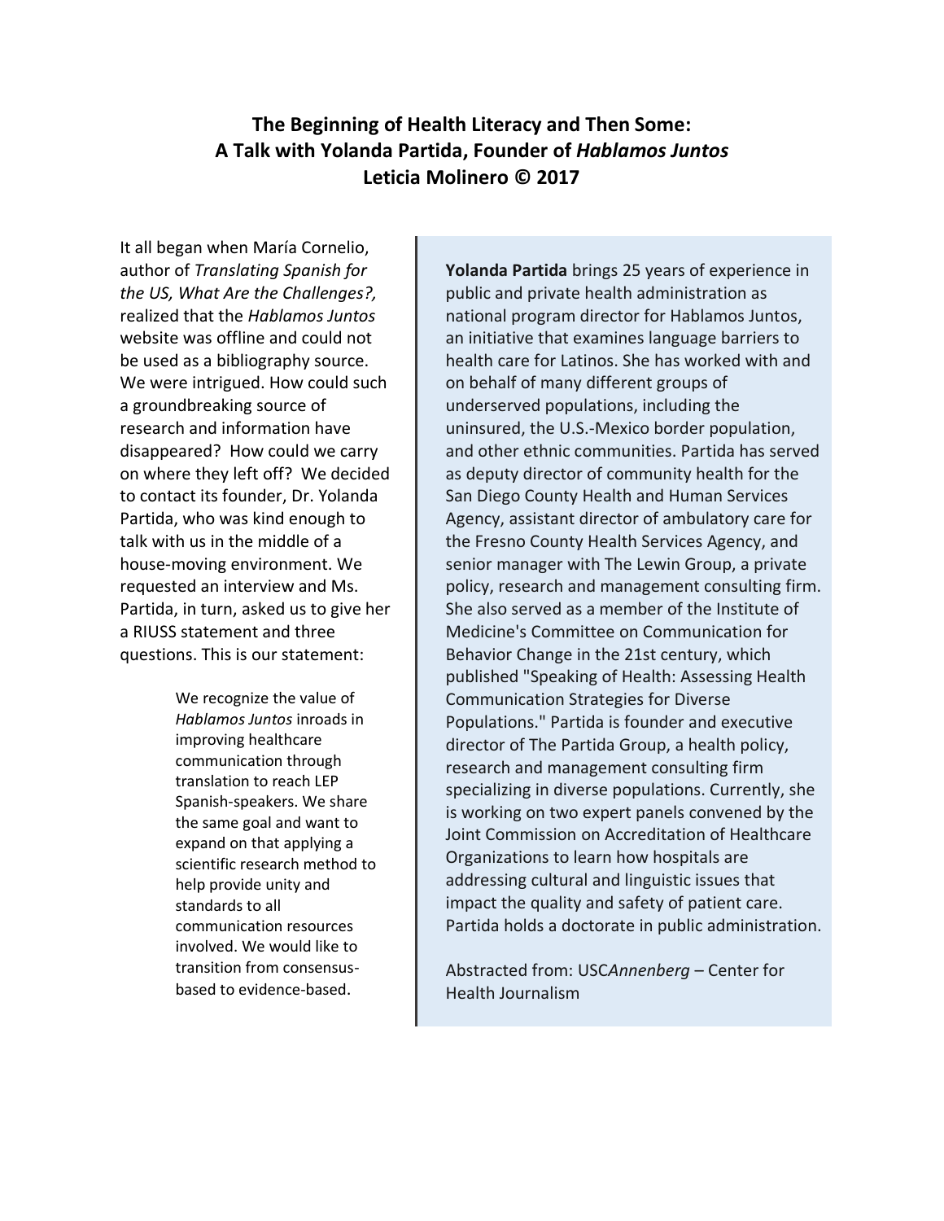# The Beginning of Health Literacy and Then Some: A Talk with Yolanda Partida, Founder of *Hablamos Juntos*

**Leticia Molinero © 2017**

It all began when María Cornelio, author of *Translating Spanish for the US, What Are the Challenges?,* realized that the *Hablamos Juntos* website was offline and could not be used as a bibliography source. We were intrigued. How could such a groundbreaking source of research and information have disappeared? How could we carry on where they left off? We decided to contact its founder, Dr. Yolanda Partida, who was kind enough to talk with us in the middle of a house-moving environment. We requested an interview and Ms. Partida, in turn, asked us to give her a RIUSS statement and three questions. This is our statement:

> We recognize the value of *Hablamos Juntos* inroads in improving healthcare communication through translation to reach LEP Spanish-speakers. We share the same goal and want to expand on that applying a scientific research method to help provide unity and standards to all communication resources involved. We would like to transition from consensus-based to evidence-based.

**Yolanda Partida** brings 25 years of experience in public and private health administration as national program director for Hablamos Juntos, an initiative that examines language barriers to health care for Latinos. She has worked with and on behalf of many different groups of underserved populations, including the uninsured, the U.S.-Mexico border population, and other ethnic communities. Partida has served as deputy director of community health for the San Diego County Health and Human Services Agency, assistant director of ambulatory care for the Fresno County Health Services Agency, and senior manager with The Lewin Group, a private policy, research and management consulting firm. She also served as a member of the Institute of Medicine's Committee on Communication for Behavior Change in the 21st century, which published "Speaking of Health: Assessing Health Communication Strategies for Diverse Populations." Partida is founder and executive director of The Partida Group, a health policy, research and management consulting firm specializing in diverse populations. Currently, she is working on two expert panels convened by the Joint Commission on Accreditation of Healthcare Organizations to learn how hospitals are addressing cultural and linguistic issues that impact the quality and safety of patient care. Partida holds a doctorate in public administration.

Abstracted from: USC*Annenberg* – Center for Health Journalism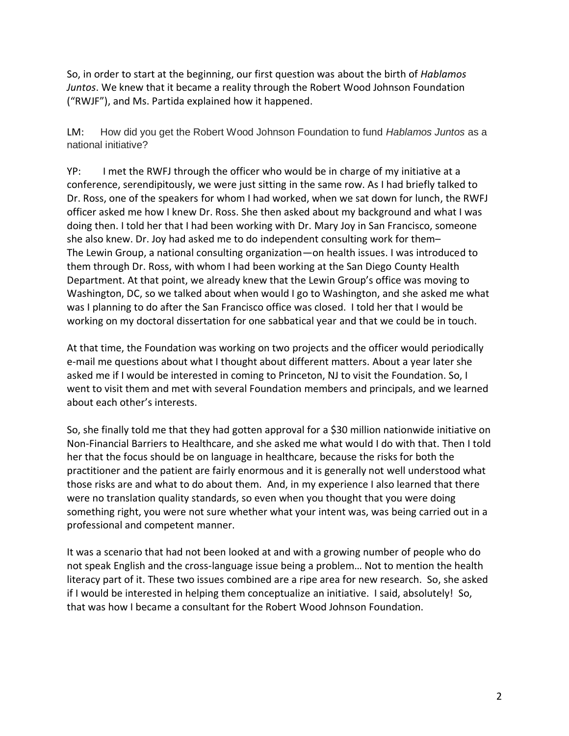So, in order to start at the beginning, our first question was about the birth of *Hablamos Juntos*. We knew that it became a reality through the Robert Wood Johnson Foundation ("RWJF"), and Ms. Partida explained how it happened.

LM: How did you get the Robert Wood Johnson Foundation to fund *Hablamos Juntos* as a national initiative?

YP: I met the RWFJ through the officer who would be in charge of my initiative at a conference, serendipitously, we were just sitting in the same row. As I had briefly talked to Dr. Ross, one of the speakers for whom I had worked, when we sat down for lunch, the RWFJ officer asked me how I knew Dr. Ross. She then asked about my background and what I was doing then. I told her that I had been working with Dr. Mary Joy in San Francisco, someone she also knew. Dr. Joy had asked me to do independent consulting work for them– The Lewin Group, a national consulting organization—on health issues. I was introduced to them through Dr. Ross, with whom I had been working at the San Diego County Health Department. At that point, we already knew that the Lewin Group's office was moving to Washington, DC, so we talked about when would I go to Washington, and she asked me what was I planning to do after the San Francisco office was closed. I told her that I would be working on my doctoral dissertation for one sabbatical year and that we could be in touch.

At that time, the Foundation was working on two projects and the officer would periodically e-mail me questions about what I thought about different matters. About a year later she asked me if I would be interested in coming to Princeton, NJ to visit the Foundation. So, I went to visit them and met with several Foundation members and principals, and we learned about each other's interests.

So, she finally told me that they had gotten approval for a $30 million nationwide initiative on Non-Financial Barriers to Healthcare, and she asked me what would I do with that. Then I told her that the focus should be on language in healthcare, because the risks for both the practitioner and the patient are fairly enormous and it is generally not well understood what those risks are and what to do about them. And, in my experience I also learned that there were no translation quality standards, so even when you thought that you were doing something right, you were not sure whether what your intent was, was being carried out in a professional and competent manner.

It was a scenario that had not been looked at and with a growing number of people who do not speak English and the cross-language issue being a problem… Not to mention the health literacy part of it. These two issues combined are a ripe area for new research. So, she asked if I would be interested in helping them conceptualize an initiative. I said, absolutely! So, that was how I became a consultant for the Robert Wood Johnson Foundation.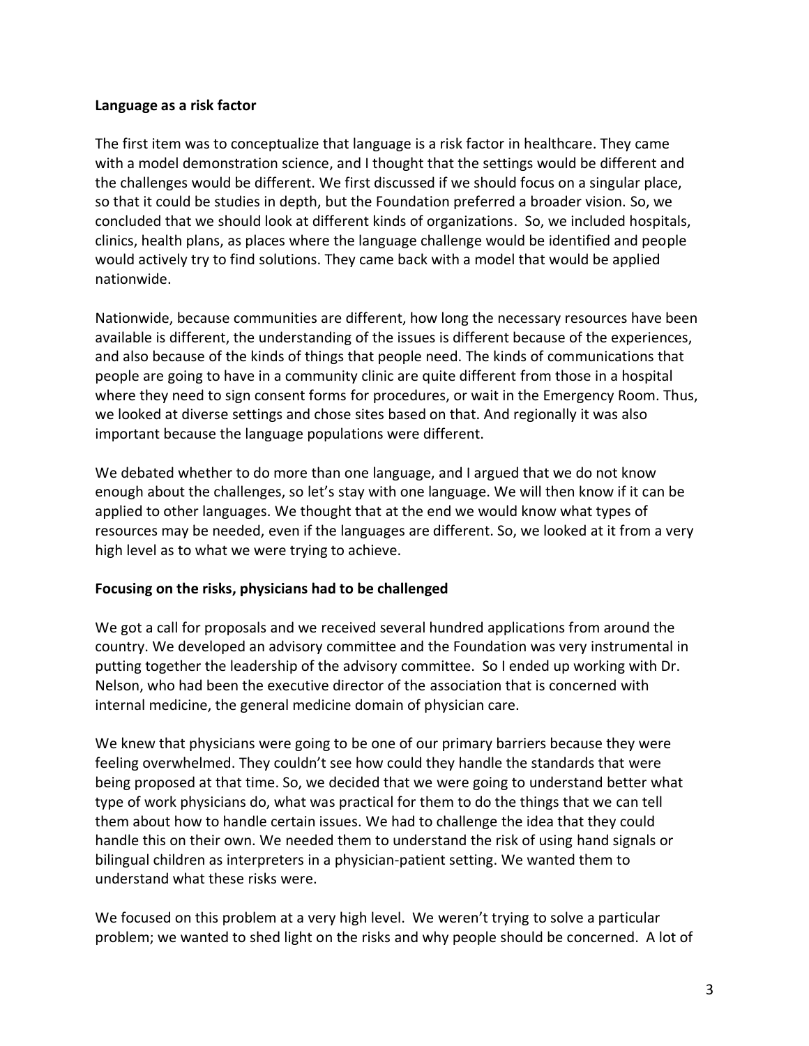**Language as a risk factor**

The first item was to conceptualize that language is a risk factor in healthcare. They came with a model demonstration science, and I thought that the settings would be different and the challenges would be different. We first discussed if we should focus on a singular place, so that it could be studies in depth, but the Foundation preferred a broader vision. So, we concluded that we should look at different kinds of organizations. So, we included hospitals, clinics, health plans, as places where the language challenge would be identified and people would actively try to find solutions. They came back with a model that would be applied nationwide.

Nationwide, because communities are different, how long the necessary resources have been available is different, the understanding of the issues is different because of the experiences, and also because of the kinds of things that people need. The kinds of communications that people are going to have in a community clinic are quite different from those in a hospital where they need to sign consent forms for procedures, or wait in the Emergency Room. Thus, we looked at diverse settings and chose sites based on that. And regionally it was also important because the language populations were different.

We debated whether to do more than one language, and I argued that we do not know enough about the challenges, so let's stay with one language. We will then know if it can be applied to other languages. We thought that at the end we would know what types of resources may be needed, even if the languages are different. So, we looked at it from a very high level as to what we were trying to achieve.

**Focusing on the risks, physicians had to be challenged**

We got a call for proposals and we received several hundred applications from around the country. We developed an advisory committee and the Foundation was very instrumental in putting together the leadership of the advisory committee. So I ended up working with Dr. Nelson, who had been the executive director of the association that is concerned with internal medicine, the general medicine domain of physician care.

We knew that physicians were going to be one of our primary barriers because they were feeling overwhelmed. They couldn't see how could they handle the standards that were being proposed at that time. So, we decided that we were going to understand better what type of work physicians do, what was practical for them to do the things that we can tell them about how to handle certain issues. We had to challenge the idea that they could handle this on their own. We needed them to understand the risk of using hand signals or bilingual children as interpreters in a physician-patient setting. We wanted them to understand what these risks were.

We focused on this problem at a very high level. We weren't trying to solve a particular problem; we wanted to shed light on the risks and why people should be concerned. A lot of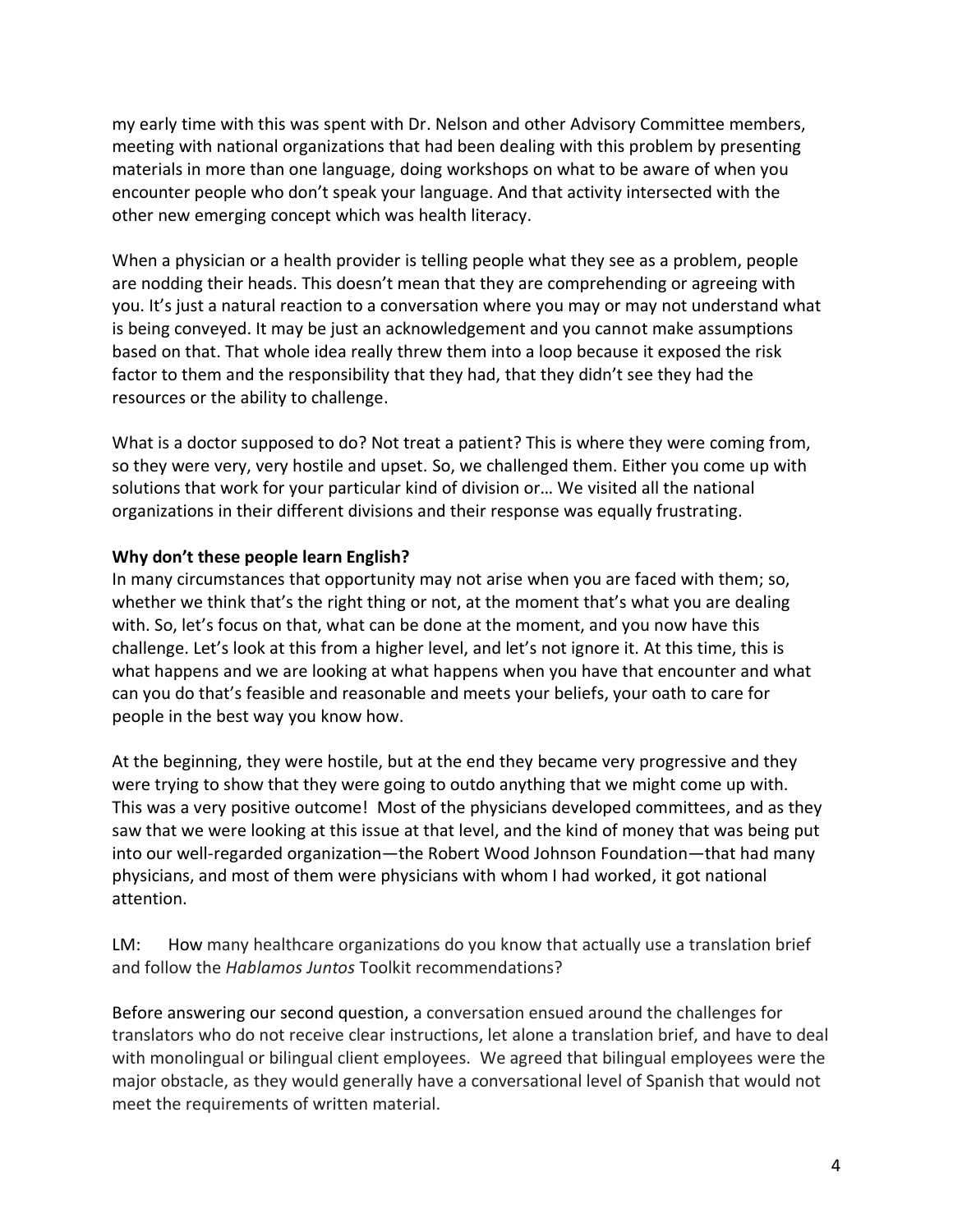my early time with this was spent with Dr. Nelson and other Advisory Committee members, meeting with national organizations that had been dealing with this problem by presenting materials in more than one language, doing workshops on what to be aware of when you encounter people who don't speak your language. And that activity intersected with the other new emerging concept which was health literacy.

When a physician or a health provider is telling people what they see as a problem, people are nodding their heads. This doesn't mean that they are comprehending or agreeing with you. It's just a natural reaction to a conversation where you may or may not understand what is being conveyed. It may be just an acknowledgement and you cannot make assumptions based on that. That whole idea really threw them into a loop because it exposed the risk factor to them and the responsibility that they had, that they didn't see they had the resources or the ability to challenge.

What is a doctor supposed to do? Not treat a patient? This is where they were coming from, so they were very, very hostile and upset. So, we challenged them. Either you come up with solutions that work for your particular kind of division or… We visited all the national organizations in their different divisions and their response was equally frustrating.

**Why don't these people learn English?**

In many circumstances that opportunity may not arise when you are faced with them; so, whether we think that's the right thing or not, at the moment that's what you are dealing with. So, let's focus on that, what can be done at the moment, and you now have this challenge. Let's look at this from a higher level, and let's not ignore it. At this time, this is what happens and we are looking at what happens when you have that encounter and what can you do that's feasible and reasonable and meets your beliefs, your oath to care for people in the best way you know how.

At the beginning, they were hostile, but at the end they became very progressive and they were trying to show that they were going to outdo anything that we might come up with. This was a very positive outcome! Most of the physicians developed committees, and as they saw that we were looking at this issue at that level, and the kind of money that was being put into our well-regarded organization—the Robert Wood Johnson Foundation—that had many physicians, and most of them were physicians with whom I had worked, it got national attention.

LM: How many healthcare organizations do you know that actually use a translation brief and follow the *Hablamos Juntos* Toolkit recommendations?

Before answering our second question, a conversation ensued around the challenges for translators who do not receive clear instructions, let alone a translation brief, and have to deal with monolingual or bilingual client employees. We agreed that bilingual employees were the major obstacle, as they would generally have a conversational level of Spanish that would not meet the requirements of written material.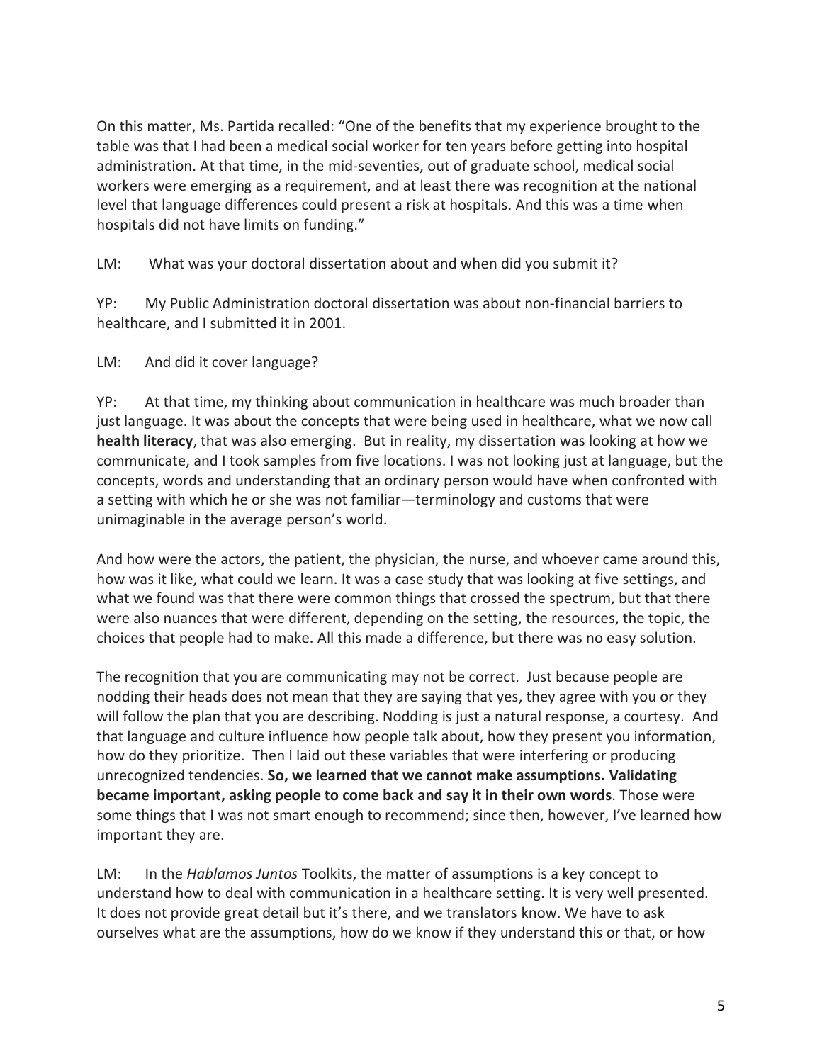On this matter, Ms. Partida recalled: "One of the benefits that my experience brought to the table was that I had been a medical social worker for ten years before getting into hospital administration. At that time, in the mid-seventies, out of graduate school, medical social workers were emerging as a requirement, and at least there was recognition at the national level that language differences could present a risk at hospitals. And this was a time when hospitals did not have limits on funding."

LM: What was your doctoral dissertation about and when did you submit it?

YP: My Public Administration doctoral dissertation was about non-financial barriers to healthcare, and I submitted it in 2001.

LM: And did it cover language?

YP: At that time, my thinking about communication in healthcare was much broader than just language. It was about the concepts that were being used in healthcare, what we now call **health literacy**, that was also emerging. But in reality, my dissertation was looking at how we communicate, and I took samples from five locations. I was not looking just at language, but the concepts, words and understanding that an ordinary person would have when confronted with a setting with which he or she was not familiar—terminology and customs that were unimaginable in the average person's world.

And how were the actors, the patient, the physician, the nurse, and whoever came around this, how was it like, what could we learn. It was a case study that was looking at five settings, and what we found was that there were common things that crossed the spectrum, but that there were also nuances that were different, depending on the setting, the resources, the topic, the choices that people had to make. All this made a difference, but there was no easy solution.

The recognition that you are communicating may not be correct. Just because people are nodding their heads does not mean that they are saying that yes, they agree with you or they will follow the plan that you are describing. Nodding is just a natural response, a courtesy. And that language and culture influence how people talk about, how they present you information, how do they prioritize. Then I laid out these variables that were interfering or producing unrecognized tendencies. **So, we learned that we cannot make assumptions. Validating became important, asking people to come back and say it in their own words**. Those were some things that I was not smart enough to recommend; since then, however, I've learned how important they are.

LM: In the *Hablamos Juntos* Toolkits, the matter of assumptions is a key concept to understand how to deal with communication in a healthcare setting. It is very well presented. It does not provide great detail but it's there, and we translators know. We have to ask ourselves what are the assumptions, how do we know if they understand this or that, or how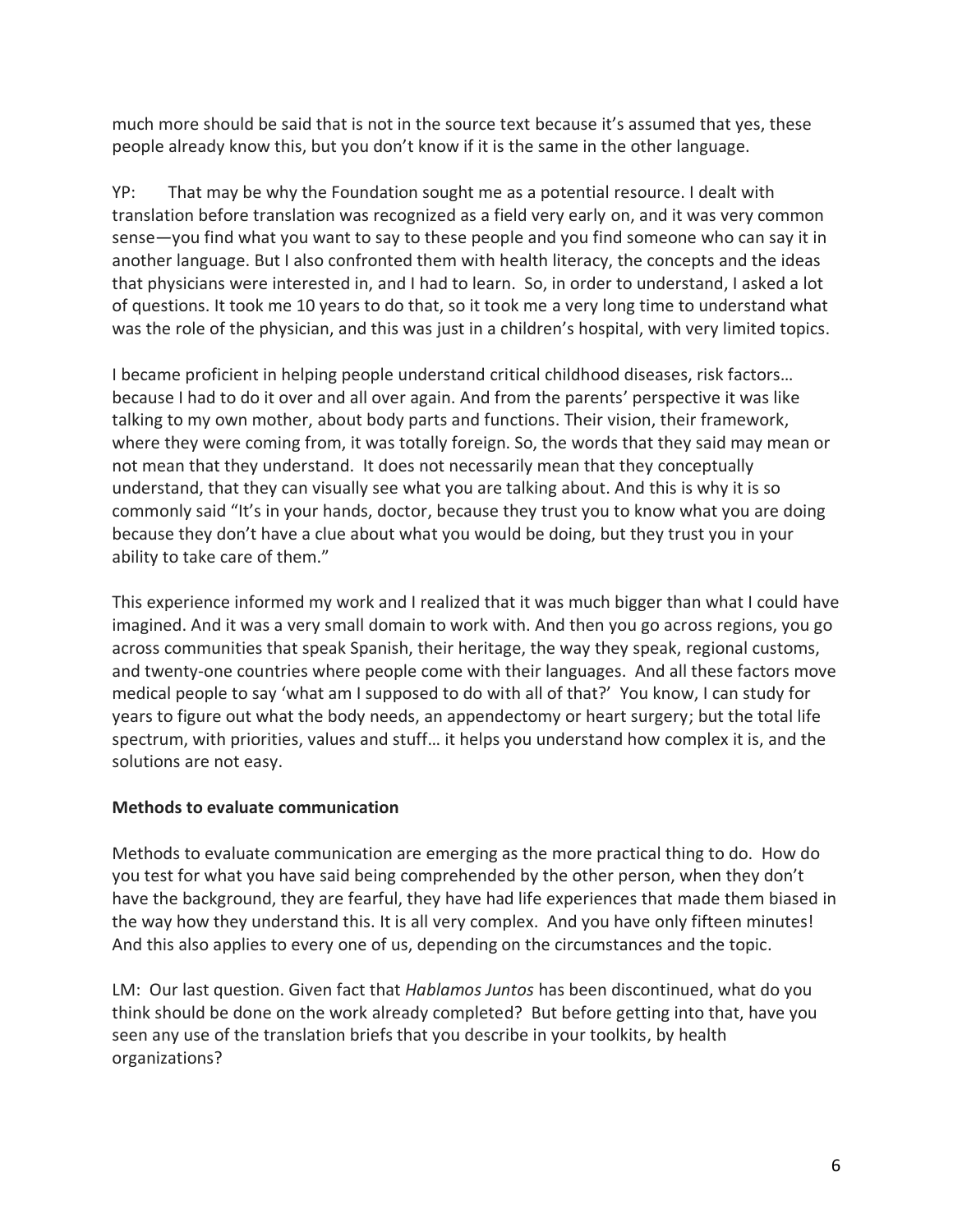much more should be said that is not in the source text because it's assumed that yes, these people already know this, but you don't know if it is the same in the other language.

YP: That may be why the Foundation sought me as a potential resource. I dealt with translation before translation was recognized as a field very early on, and it was very common sense—you find what you want to say to these people and you find someone who can say it in another language. But I also confronted them with health literacy, the concepts and the ideas that physicians were interested in, and I had to learn. So, in order to understand, I asked a lot of questions. It took me 10 years to do that, so it took me a very long time to understand what was the role of the physician, and this was just in a children's hospital, with very limited topics.

I became proficient in helping people understand critical childhood diseases, risk factors… because I had to do it over and all over again. And from the parents' perspective it was like talking to my own mother, about body parts and functions. Their vision, their framework, where they were coming from, it was totally foreign. So, the words that they said may mean or not mean that they understand. It does not necessarily mean that they conceptually understand, that they can visually see what you are talking about. And this is why it is so commonly said "It's in your hands, doctor, because they trust you to know what you are doing because they don't have a clue about what you would be doing, but they trust you in your ability to take care of them."

This experience informed my work and I realized that it was much bigger than what I could have imagined. And it was a very small domain to work with. And then you go across regions, you go across communities that speak Spanish, their heritage, the way they speak, regional customs, and twenty-one countries where people come with their languages. And all these factors move medical people to say 'what am I supposed to do with all of that?' You know, I can study for years to figure out what the body needs, an appendectomy or heart surgery; but the total life spectrum, with priorities, values and stuff… it helps you understand how complex it is, and the solutions are not easy.

**Methods to evaluate communication**

Methods to evaluate communication are emerging as the more practical thing to do. How do you test for what you have said being comprehended by the other person, when they don't have the background, they are fearful, they have had life experiences that made them biased in the way how they understand this. It is all very complex. And you have only fifteen minutes! And this also applies to every one of us, depending on the circumstances and the topic.

LM: Our last question. Given fact that *Hablamos Juntos* has been discontinued, what do you think should be done on the work already completed? But before getting into that, have you seen any use of the translation briefs that you describe in your toolkits, by health organizations?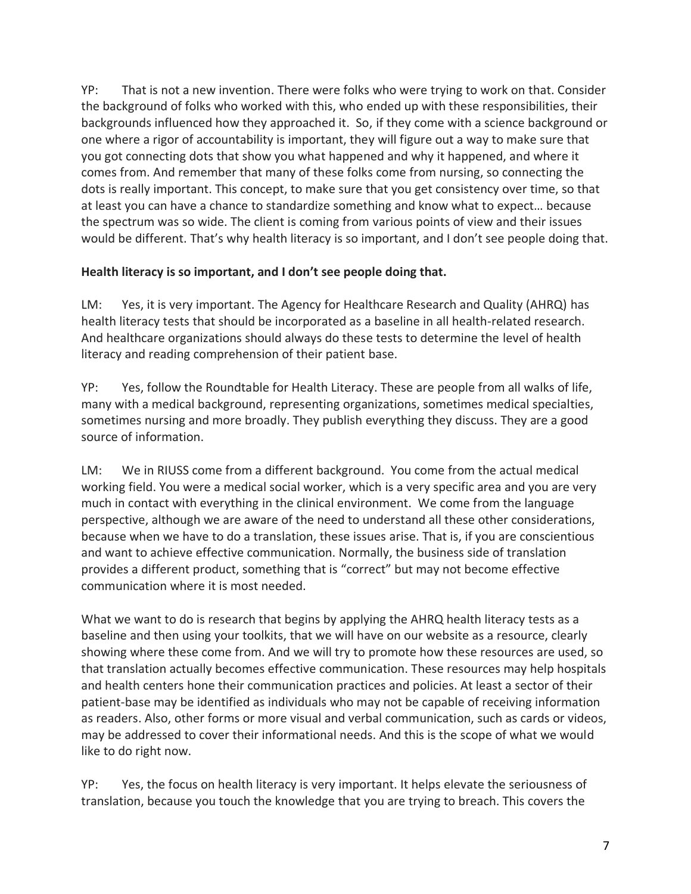YP: That is not a new invention. There were folks who were trying to work on that. Consider the background of folks who worked with this, who ended up with these responsibilities, their backgrounds influenced how they approached it. So, if they come with a science background or one where a rigor of accountability is important, they will figure out a way to make sure that you got connecting dots that show you what happened and why it happened, and where it comes from. And remember that many of these folks come from nursing, so connecting the dots is really important. This concept, to make sure that you get consistency over time, so that at least you can have a chance to standardize something and know what to expect… because the spectrum was so wide. The client is coming from various points of view and their issues would be different. That's why health literacy is so important, and I don't see people doing that.

**Health literacy is so important, and I don't see people doing that.**

LM: Yes, it is very important. The Agency for Healthcare Research and Quality (AHRQ) has health literacy tests that should be incorporated as a baseline in all health-related research. And healthcare organizations should always do these tests to determine the level of health literacy and reading comprehension of their patient base.

YP: Yes, follow the Roundtable for Health Literacy. These are people from all walks of life, many with a medical background, representing organizations, sometimes medical specialties, sometimes nursing and more broadly. They publish everything they discuss. They are a good source of information.

LM: We in RIUSS come from a different background. You come from the actual medical working field. You were a medical social worker, which is a very specific area and you are very much in contact with everything in the clinical environment. We come from the language perspective, although we are aware of the need to understand all these other considerations, because when we have to do a translation, these issues arise. That is, if you are conscientious and want to achieve effective communication. Normally, the business side of translation provides a different product, something that is "correct" but may not become effective communication where it is most needed.

What we want to do is research that begins by applying the AHRQ health literacy tests as a baseline and then using your toolkits, that we will have on our website as a resource, clearly showing where these come from. And we will try to promote how these resources are used, so that translation actually becomes effective communication. These resources may help hospitals and health centers hone their communication practices and policies. At least a sector of their patient-base may be identified as individuals who may not be capable of receiving information as readers. Also, other forms or more visual and verbal communication, such as cards or videos, may be addressed to cover their informational needs. And this is the scope of what we would like to do right now.

YP: Yes, the focus on health literacy is very important. It helps elevate the seriousness of translation, because you touch the knowledge that you are trying to breach. This covers the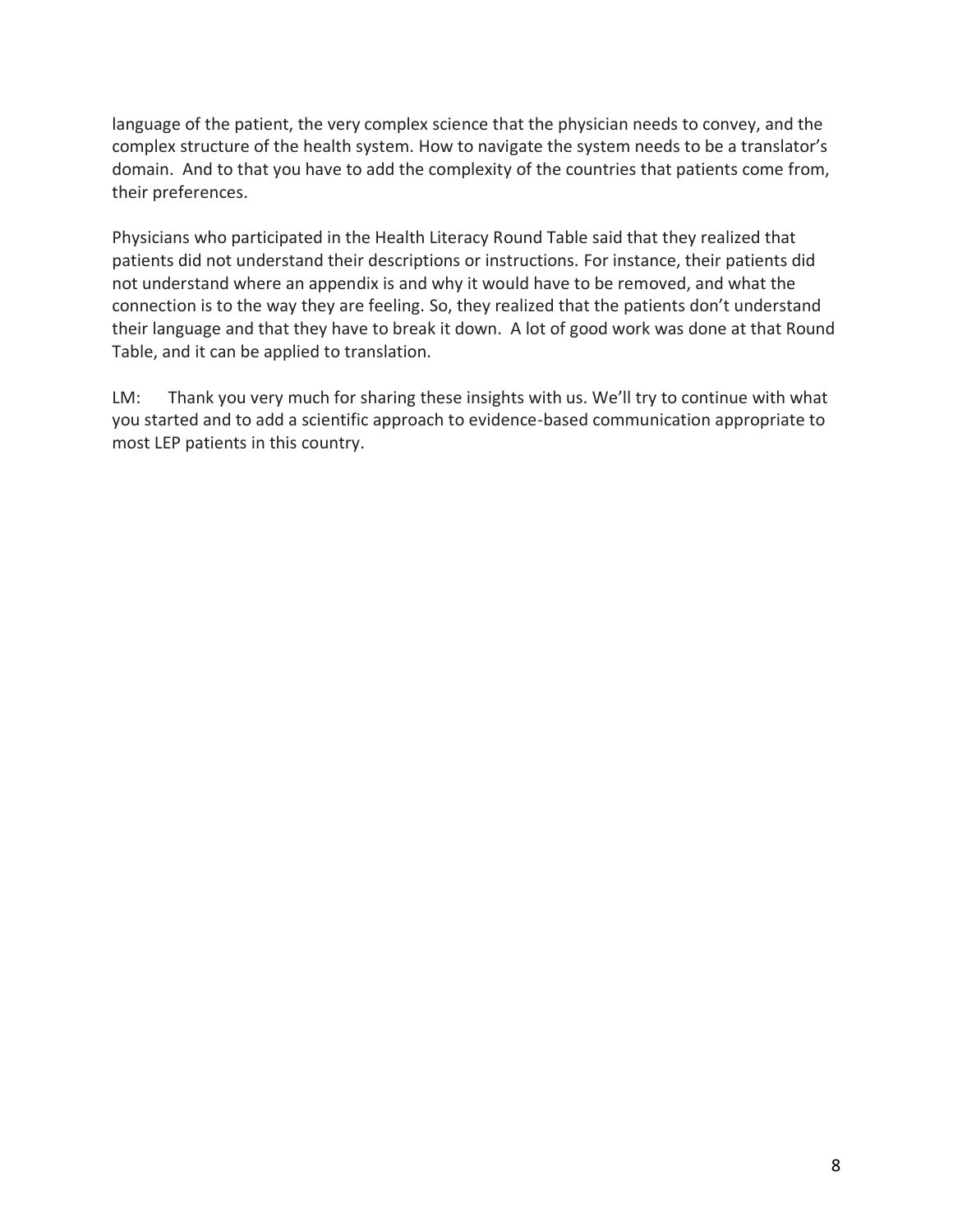language of the patient, the very complex science that the physician needs to convey, and the complex structure of the health system. How to navigate the system needs to be a translator's domain. And to that you have to add the complexity of the countries that patients come from, their preferences.

Physicians who participated in the Health Literacy Round Table said that they realized that patients did not understand their descriptions or instructions. For instance, their patients did not understand where an appendix is and why it would have to be removed, and what the connection is to the way they are feeling. So, they realized that the patients don't understand their language and that they have to break it down. A lot of good work was done at that Round Table, and it can be applied to translation.

LM: Thank you very much for sharing these insights with us. We'll try to continue with what you started and to add a scientific approach to evidence-based communication appropriate to most LEP patients in this country.